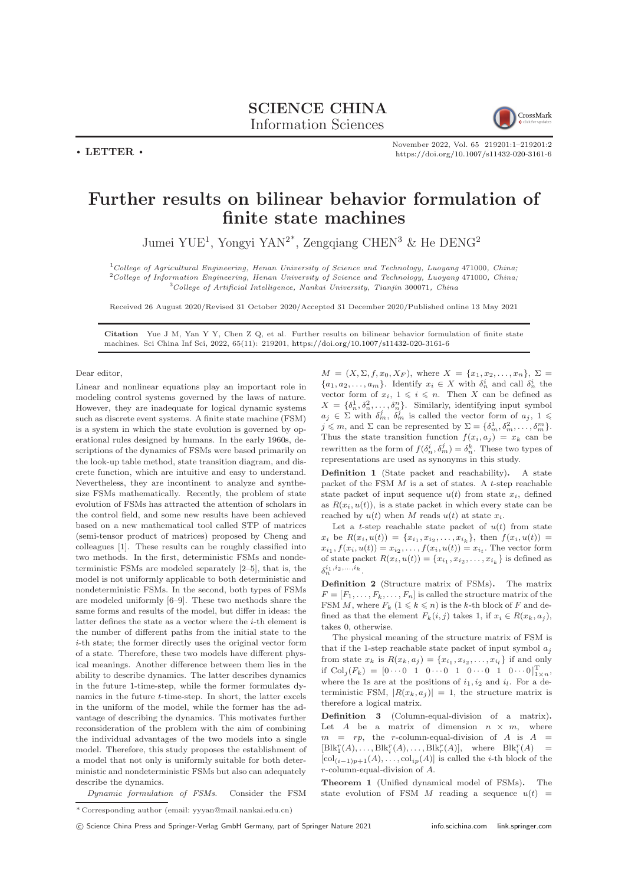SCIENCE CHINA
Information Sciences

• LETTER •

# Further results on bilinear behavior formulation of finite state machines

Jumei YUE[1], Yongyi YAN[2*], Zengqiang CHEN[3] & He DENG[2]

[1]College of Agricultural Engineering, Henan University of Science and Technology, Luoyang 471000, China;
[2]College of Information Engineering, Henan University of Science and Technology, Luoyang 471000, China;
[3]College of Artificial Intelligence, Nankai University, Tianjin 300071, China

Received 26 August 2020/Revised 31 October 2020/Accepted 31 December 2020/Published online 13 May 2021

**Citation** Yue J M, Yan Y Y, Chen Z Q, et al. Further results on bilinear behavior formulation of finite state machines. Sci China Inf Sci, 2022, 65(11): 219201, https://doi.org/10.1007/s11432-020-3161-6

Dear editor,

Linear and nonlinear equations play an important role in modeling control systems governed by the laws of nature. However, they are inadequate for logical dynamic systems such as discrete event systems. A finite state machine (FSM) is a system in which the state evolution is governed by operational rules designed by humans. In the early 1960s, descriptions of the dynamics of FSMs were based primarily on the look-up table method, state transition diagram, and discrete function, which are intuitive and easy to understand. Nevertheless, they are incontinent to analyze and synthesize FSMs mathematically. Recently, the problem of state evolution of FSMs has attracted the attention of scholars in the control field, and some new results have been achieved based on a new mathematical tool called STP of matrices (semi-tensor product of matrices) proposed by Cheng and colleagues [1]. These results can be roughly classified into two methods. In the first, deterministic FSMs and nondeterministic FSMs are modeled separately [2–5], that is, the model is not uniformly applicable to both deterministic and nondeterministic FSMs. In the second, both types of FSMs are modeled uniformly [6–9]. These two methods share the same forms and results of the model, but differ in ideas: the latter defines the state as a vector where the $i$-th element is the number of different paths from the initial state to the $i$-th state; the former directly uses the original vector form of a state. Therefore, these two models have different physical meanings. Another difference between them lies in the ability to describe dynamics. The latter describes dynamics in the future 1-time-step, while the former formulates dynamics in the future $t$-time-step. In short, the latter excels in the uniform of the model, while the former has the advantage of describing the dynamics. This motivates further reconsideration of the problem with the aim of combining the individual advantages of the two models into a single model. Therefore, this study proposes the establishment of a model that not only is uniformly suitable for both deterministic and nondeterministic FSMs but also can adequately describe the dynamics.

*Dynamic formulation of FSMs.* Consider the FSM $M = (X, \Sigma, f, x_0, X_F)$, where $X = \{x_1, x_2, \ldots, x_n\}$, $\Sigma = \{a_1, a_2, \ldots, a_m\}$. Identify $x_i \in X$ with $\delta_n^i$ and call $\delta_n^i$ the vector form of $x_i$, $1 \leqslant i \leqslant n$. Then $X$ can be defined as $X = \{\delta_n^1, \delta_n^2, \ldots, \delta_n^n\}$. Similarly, identifying input symbol $a_j \in \Sigma$ with $\delta_m^j$, $\delta_m^j$ is called the vector form of $a_j$, $1 \leqslant j \leqslant m$, and $\Sigma$ can be represented by $\Sigma = \{\delta_m^1, \delta_m^2, \ldots, \delta_m^m\}$. Thus the state transition function $f(x_i, a_j) = x_k$ can be rewritten as the form of $f(\delta_n^i, \delta_m^j) = \delta_n^k$. These two types of representations are used as synonyms in this study.

**Definition 1** (State packet and reachability). A state packet of the FSM $M$ is a set of states. A $t$-step reachable state packet of input sequence $u(t)$ from state $x_i$, defined as $R(x_i, u(t))$, is a state packet in which every state can be reached by $u(t)$ when $M$ reads $u(t)$ at state $x_i$.

Let a $t$-step reachable state packet of $u(t)$ from state $x_i$ be $R(x_i, u(t)) = \{x_{i_1}, x_{i_2}, \ldots, x_{i_k}\}$, then $f(x_i, u(t)) = x_{i_1}, f(x_i, u(t)) = x_{i_2}, \ldots, f(x_i, u(t)) = x_{i_t}$. The vector form of state packet $R(x_i, u(t)) = \{x_{i_1}, x_{i_2}, \ldots, x_{i_k}\}$ is defined as $\delta_n^{i_1, i_2, \ldots, i_k}$.

**Definition 2** (Structure matrix of FSMs). The matrix $F = [F_1, \ldots, F_k, \ldots, F_n]$ is called the structure matrix of the FSM $M$, where $F_k$ $(1 \leqslant k \leqslant n)$ is the $k$-th block of $F$ and defined as that the element $F_k(i, j)$ takes 1, if $x_i \in R(x_k, a_j)$, takes 0, otherwise.

The physical meaning of the structure matrix of FSM is that if the 1-step reachable state packet of input symbol $a_j$ from state $x_k$ is $R(x_k, a_j) = \{x_{i_1}, x_{i_2}, \ldots, x_{i_l}\}$ if and only if $\mathrm{Col}_j(F_k) = [0 \cdots 0 \ \ 1 \ \ 0 \cdots 0 \ \ 1 \ \ 0 \cdots 0 \ \ 1 \ \ 0 \cdots 0]^{\mathrm{T}}_{1 \times n}$, where the 1s are at the positions of $i_1, i_2$ and $i_l$. For a deterministic FSM, $|R(x_k, a_j)| = 1$, the structure matrix is therefore a logical matrix.

**Definition 3** (Column-equal-division of a matrix). Let $A$ be a matrix of dimension $n \times m$, where $m = rp$, the $r$-column-equal-division of $A$ is $A = [\mathrm{Blk}_1^r(A), \ldots, \mathrm{Blk}_i^r(A), \ldots, \mathrm{Blk}_r^r(A)]$, where $\mathrm{Blk}_i^r(A) = [\mathrm{col}_{(i-1)p+1}(A), \ldots, \mathrm{col}_{ip}(A)]$ is called the $i$-th block of the $r$-column-equal-division of $A$.

**Theorem 1** (Unified dynamical model of FSMs). The state evolution of FSM $M$ reading a sequence $u(t) =$

---

*Corresponding author (email: yyyan@mail.nankai.edu.cn)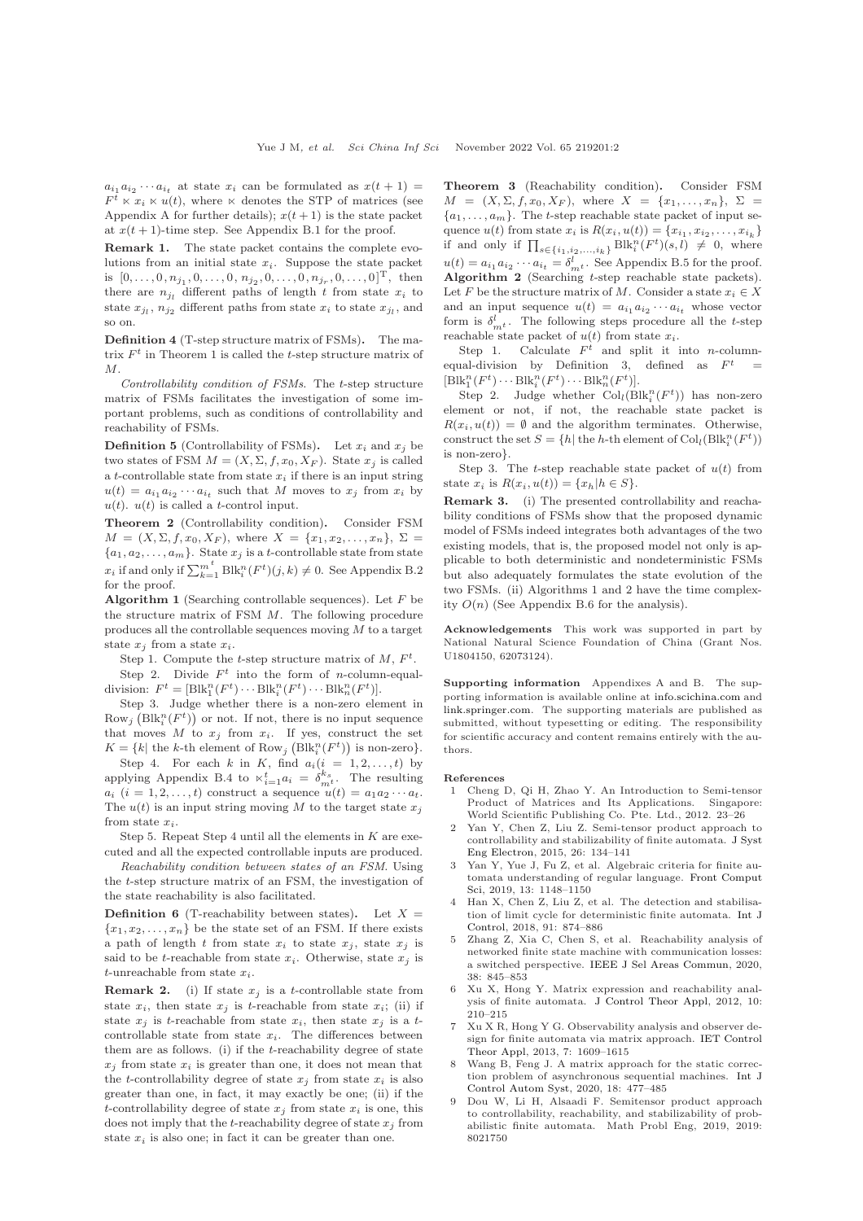$a_{i_1}a_{i_2}\cdots a_{i_t}$ at state $x_i$ can be formulated as $x(t+1) = F^t \ltimes x_i \ltimes u(t)$, where $\ltimes$ denotes the STP of matrices (see Appendix A for further details); $x(t+1)$ is the state packet at $x(t+1)$-time step. See Appendix B.1 for the proof.

**Remark 1.** The state packet contains the complete evolutions from an initial state $x_i$. Suppose the state packet is $[0,\ldots,0,n_{j_1},0,\ldots,0,n_{j_2},0,\ldots,0,n_{j_r},0,\ldots,0]^{\mathrm{T}}$, then there are $n_{j_l}$ different paths of length $t$ from state $x_i$ to state $x_{j_l}$, $n_{j_2}$ different paths from state $x_i$ to state $x_{j_l}$, and so on.

**Definition 4** (T-step structure matrix of FSMs)**.** The matrix $F^t$ in Theorem 1 is called the $t$-step structure matrix of $M$.

*Controllability condition of FSMs.* The $t$-step structure matrix of FSMs facilitates the investigation of some important problems, such as conditions of controllability and reachability of FSMs.

**Definition 5** (Controllability of FSMs)**.** Let $x_i$ and $x_j$ be two states of FSM $M = (X, \Sigma, f, x_0, X_F)$. State $x_j$ is called a $t$-controllable state from state $x_i$ if there is an input string $u(t) = a_{i_1}a_{i_2}\cdots a_{i_t}$ such that $M$ moves to $x_j$ from $x_i$ by $u(t)$. $u(t)$ is called a $t$-control input.

**Theorem 2** (Controllability condition)**.** Consider FSM $M = (X, \Sigma, f, x_0, X_F)$, where $X = \{x_1, x_2, \ldots, x_n\}$, $\Sigma = \{a_1, a_2, \ldots, a_m\}$. State $x_j$ is a $t$-controllable state from state $x_i$ if and only if $\sum_{k=1}^{m^t} \mathrm{Blk}_i^n(F^t)(j,k) \neq 0$. See Appendix B.2 for the proof.

**Algorithm 1** (Searching controllable sequences). Let $F$ be the structure matrix of FSM $M$. The following procedure produces all the controllable sequences moving $M$ to a target state $x_j$ from a state $x_i$.

Step 1. Compute the $t$-step structure matrix of $M$, $F^t$.

Step 2. Divide $F^t$ into the form of $n$-column-equal-division: $F^t = [\mathrm{Blk}_1^n(F^t)\cdots \mathrm{Blk}_i^n(F^t)\cdots \mathrm{Blk}_n^n(F^t)]$.

Step 3. Judge whether there is a non-zero element in $\mathrm{Row}_j\left(\mathrm{Blk}_i^n(F^t)\right)$ or not. If not, there is no input sequence that moves $M$ to $x_j$ from $x_i$. If yes, construct the set $K = \{k|$ the $k$-th element of $\mathrm{Row}_j\left(\mathrm{Blk}_i^n(F^t)\right)$ is non-zero$\}$.

Step 4. For each $k$ in $K$, find $a_i (i = 1, 2, \ldots, t)$ by applying Appendix B.4 to $\ltimes_{i=1}^t a_i = \delta_{m^t}^{k_s}$. The resulting $a_i$ $(i = 1, 2, \ldots, t)$ construct a sequence $u(t) = a_1a_2\cdots a_t$. The $u(t)$ is an input string moving $M$ to the target state $x_j$ from state $x_i$.

Step 5. Repeat Step 4 until all the elements in $K$ are executed and all the expected controllable inputs are produced.

*Reachability condition between states of an FSM.* Using the $t$-step structure matrix of an FSM, the investigation of the state reachability is also facilitated.

**Definition 6** (T-reachability between states)**.** Let $X = \{x_1, x_2, \ldots, x_n\}$ be the state set of an FSM. If there exists a path of length $t$ from state $x_i$ to state $x_j$, state $x_j$ is said to be $t$-reachable from state $x_i$. Otherwise, state $x_j$ is $t$-unreachable from state $x_i$.

**Remark 2.** (i) If state $x_j$ is a $t$-controllable state from state $x_i$, then state $x_j$ is $t$-reachable from state $x_i$; (ii) if state $x_j$ is $t$-reachable from state $x_i$, then state $x_j$ is a $t$-controllable state from state $x_i$. The differences between them are as follows. (i) if the $t$-reachability degree of state $x_j$ from state $x_i$ is greater than one, it does not mean that the $t$-controllability degree of state $x_j$ from state $x_i$ is also greater than one, in fact, it may exactly be one; (ii) if the $t$-controllability degree of state $x_j$ from state $x_i$ is one, this does not imply that the $t$-reachability degree of state $x_j$ from state $x_i$ is also one; in fact it can be greater than one.

**Theorem 3** (Reachability condition)**.** Consider FSM $M = (X, \Sigma, f, x_0, X_F)$, where $X = \{x_1, \ldots, x_n\}$, $\Sigma = \{a_1, \ldots, a_m\}$. The $t$-step reachable state packet of input sequence $u(t)$ from state $x_i$ is $R(x_i, u(t)) = \{x_{i_1}, x_{i_2}, \ldots, x_{i_k}\}$ if and only if $\prod_{s\in\{i_1,i_2,\ldots,i_k\}} \mathrm{Blk}_i^n(F^t)(s,l) \neq 0$, where $u(t) = a_{i_1}a_{i_2}\cdots a_{i_t} = \delta_{m^t}^l$. See Appendix B.5 for the proof.

**Algorithm 2** (Searching $t$-step reachable state packets). Let $F$ be the structure matrix of $M$. Consider a state $x_i \in X$ and an input sequence $u(t) = a_{i_1}a_{i_2}\cdots a_{i_t}$ whose vector form is $\delta_{m^t}^l$. The following steps procedure all the $t$-step reachable state packet of $u(t)$ from state $x_i$.

Step 1. Calculate $F^t$ and split it into $n$-column-equal-division by Definition 3, defined as $F^t = [\mathrm{Blk}_1^n(F^t)\cdots \mathrm{Blk}_i^n(F^t)\cdots \mathrm{Blk}_n^n(F^t)]$.

Step 2. Judge whether $\mathrm{Col}_l(\mathrm{Blk}_i^n(F^t))$ has non-zero element or not, if not, the reachable state packet is $R(x_i, u(t)) = \emptyset$ and the algorithm terminates. Otherwise, construct the set $S = \{h|$ the $h$-th element of $\mathrm{Col}_l(\mathrm{Blk}_i^n(F^t))$ is non-zero$\}$.

Step 3. The $t$-step reachable state packet of $u(t)$ from state $x_i$ is $R(x_i, u(t)) = \{x_h | h \in S\}$.

**Remark 3.** (i) The presented controllability and reachability conditions of FSMs show that the proposed dynamic model of FSMs indeed integrates both advantages of the two existing models, that is, the proposed model not only is applicable to both deterministic and nondeterministic FSMs but also adequately formulates the state evolution of the two FSMs. (ii) Algorithms 1 and 2 have the time complexity $O(n)$ (See Appendix B.6 for the analysis).

**Acknowledgements** This work was supported in part by National Natural Science Foundation of China (Grant Nos. U1804150, 62073124).

**Supporting information** Appendixes A and B. The supporting information is available online at info.scichina.com and link.springer.com. The supporting materials are published as submitted, without typesetting or editing. The responsibility for scientific accuracy and content remains entirely with the authors.

## References

1. Cheng D, Qi H, Zhao Y. An Introduction to Semi-tensor Product of Matrices and Its Applications. Singapore: World Scientific Publishing Co. Pte. Ltd., 2012. 23–26
2. Yan Y, Chen Z, Liu Z. Semi-tensor product approach to controllability and stabilizability of finite automata. J Syst Eng Electron, 2015, 26: 134–141
3. Yan Y, Yue J, Fu Z, et al. Algebraic criteria for finite automata understanding of regular language. Front Comput Sci, 2019, 13: 1148–1150
4. Han X, Chen Z, Liu Z, et al. The detection and stabilisation of limit cycle for deterministic finite automata. Int J Control, 2018, 91: 874–886
5. Zhang Z, Xia C, Chen S, et al. Reachability analysis of networked finite state machine with communication losses: a switched perspective. IEEE J Sel Areas Commun, 2020, 38: 845–853
6. Xu X, Hong Y. Matrix expression and reachability analysis of finite automata. J Control Theor Appl, 2012, 10: 210–215
7. Xu X R, Hong Y G. Observability analysis and observer design for finite automata via matrix approach. IET Control Theor Appl, 2013, 7: 1609–1615
8. Wang B, Feng J. A matrix approach for the static correction problem of asynchronous sequential machines. Int J Control Autom Syst, 2020, 18: 477–485
9. Dou W, Li H, Alsaadi F. Semitensor product approach to controllability, reachability, and stabilizability of probabilistic finite automata. Math Probl Eng, 2019, 2019: 8021750